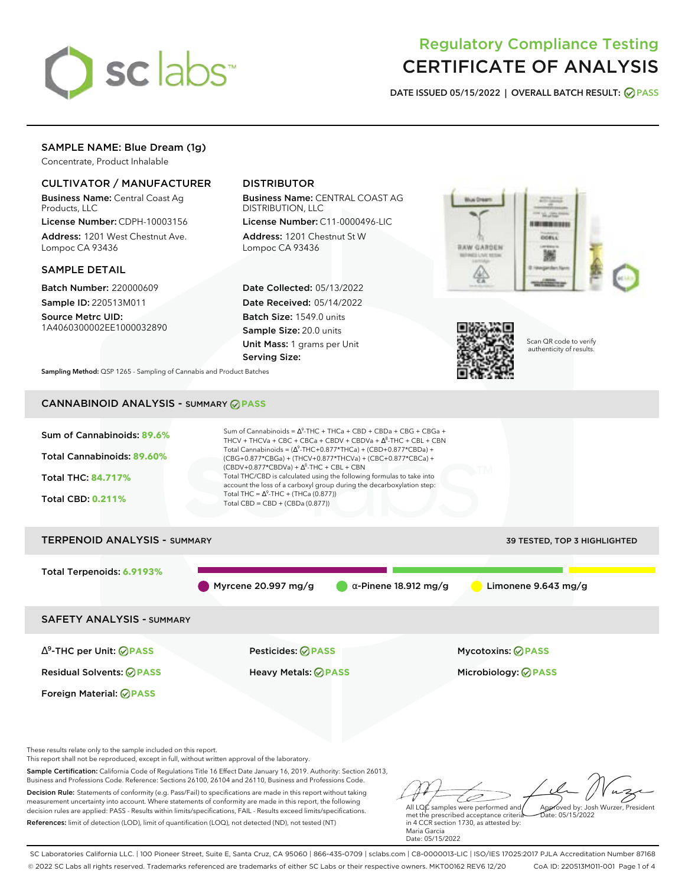# Regulatory Compliance Testing
# CERTIFICATE OF ANALYSIS

**DATE ISSUED 05/15/2022 | OVERALL BATCH RESULT: PASS**

## SAMPLE NAME: Blue Dream (1g)

Concentrate, Product Inhalable

### CULTIVATOR / MANUFACTURER

**Business Name:** Central Coast Ag Products, LLC

**License Number:** CDPH-10003156

**Address:** 1201 West Chestnut Ave. Lompoc CA 93436

### DISTRIBUTOR

**Business Name:** CENTRAL COAST AG DISTRIBUTION, LLC

**License Number:** C11-0000496-LIC

**Address:** 1201 Chestnut St W Lompoc CA 93436

### SAMPLE DETAIL

**Batch Number:** 220000609

**Sample ID:** 220513M011

**Source Metrc UID:** 1A4060300002EE1000032890

**Date Collected:** 05/13/2022

**Date Received:** 05/14/2022

**Batch Size:** 1549.0 units

**Sample Size:** 20.0 units

**Unit Mass:** 1 grams per Unit

**Serving Size:**

Scan QR code to verify authenticity of results.

**Sampling Method:** QSP 1265 - Sampling of Cannabis and Product Batches

## CANNABINOID ANALYSIS - SUMMARY PASS

**Sum of Cannabinoids:** 89.6%

**Total Cannabinoids:** 89.60%

**Total THC:** 84.717%

**Total CBD:** 0.211%

Sum of Cannabinoids = $\Delta^9$-THC + THCa + CBD + CBDa + CBG + CBGa + THCV + THCVa + CBC + CBCa + CBDV + CBDVa + $\Delta^8$-THC + CBL + CBN

Total Cannabinoids = ($\Delta^9$-THC+0.877*THCa) + (CBD+0.877*CBDa) + (CBG+0.877*CBGa) + (THCV+0.877*THCVa) + (CBC+0.877*CBCa) + (CBDV+0.877*CBDVa) + $\Delta^8$-THC + CBL + CBN

Total THC/CBD is calculated using the following formulas to take into account the loss of a carboxyl group during the decarboxylation step:

Total THC = $\Delta^9$-THC + (THCa (0.877))

Total CBD = CBD + (CBDa (0.877))

## TERPENOID ANALYSIS - SUMMARY

39 TESTED, TOP 3 HIGHLIGHTED

**Total Terpenoids:** 6.9193%

Myrcene 20.997 mg/g | α-Pinene 18.912 mg/g | Limonene 9.643 mg/g

## SAFETY ANALYSIS - SUMMARY

| | | |
|---|---|---|
| $\Delta^9$-THC per Unit: PASS | Pesticides: PASS | Mycotoxins: PASS |
| Residual Solvents: PASS | Heavy Metals: PASS | Microbiology: PASS |
| Foreign Material: PASS | | |

These results relate only to the sample included on this report.
This report shall not be reproduced, except in full, without written approval of the laboratory.

**Sample Certification:** California Code of Regulations Title 16 Effect Date January 16, 2019. Authority: Section 26013, Business and Professions Code. Reference: Sections 26100, 26104 and 26110, Business and Professions Code.

**Decision Rule:** Statements of conformity (e.g. Pass/Fail) to specifications are made in this report without taking measurement uncertainty into account. Where statements of conformity are made in this report, the following decision rules are applied: PASS - Results within limits/specifications, FAIL - Results exceed limits/specifications.

**References:** limit of detection (LOD), limit of quantification (LOQ), not detected (ND), not tested (NT)

All LQC samples were performed and met the prescribed acceptance criteria in 4 CCR section 1730, as attested by: Maria Garcia
Date: 05/15/2022

Approved by: Josh Wurzer, President
Date: 05/15/2022

SC Laboratories California LLC. | 100 Pioneer Street, Suite E, Santa Cruz, CA 95060 | 866-435-0709 | sclabs.com | C8-0000013-LIC | ISO/IES 17025:2017 PJLA Accreditation Number 87168
© 2022 SC Labs all rights reserved. Trademarks referenced are trademarks of either SC Labs or their respective owners. MKT00162 REV6 12/20 CoA ID: 220513M011-001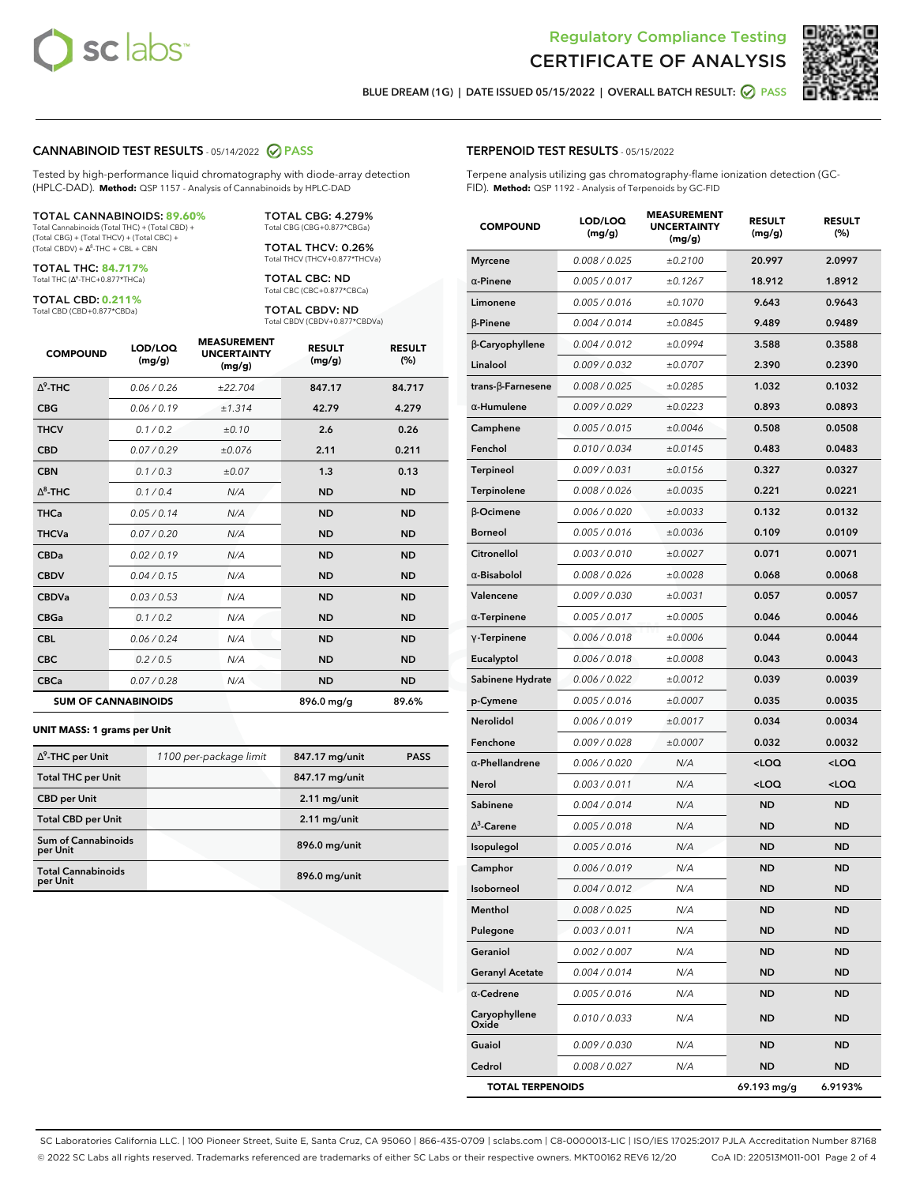# Regulatory Compliance Testing
# CERTIFICATE OF ANALYSIS

BLUE DREAM (1G) | DATE ISSUED 05/15/2022 | OVERALL BATCH RESULT: PASS

## CANNABINOID TEST RESULTS - 05/14/2022 PASS

Tested by high-performance liquid chromatography with diode-array detection (HPLC-DAD). **Method:** QSP 1157 - Analysis of Cannabinoids by HPLC-DAD

**TOTAL CANNABINOIDS: 89.60%**
Total Cannabinoids (Total THC) + (Total CBD) + (Total CBG) + (Total THCV) + (Total CBC) + (Total CBDV) + $\Delta^8$-THC + CBL + CBN

**TOTAL THC: 84.717%**
Total THC ($\Delta^9$-THC+0.877*THCa)

**TOTAL CBD: 0.211%**
Total CBD (CBD+0.877*CBDa)

**TOTAL CBG: 4.279%**
Total CBG (CBG+0.877*CBGa)

**TOTAL THCV: 0.26%**
Total THCV (THCV+0.877*THCVa)

**TOTAL CBC: ND**
Total CBC (CBC+0.877*CBCa)

**TOTAL CBDV: ND**
Total CBDV (CBDV+0.877*CBDVa)

| COMPOUND | LOD/LOQ (mg/g) | MEASUREMENT UNCERTAINTY (mg/g) | RESULT (mg/g) | RESULT (%) |
|---|---|---|---|---|
| $\Delta^9$-THC | 0.06 / 0.26 | ±22.704 | 847.17 | 84.717 |
| CBG | 0.06 / 0.19 | ±1.314 | 42.79 | 4.279 |
| THCV | 0.1 / 0.2 | ±0.10 | 2.6 | 0.26 |
| CBD | 0.07 / 0.29 | ±0.076 | 2.11 | 0.211 |
| CBN | 0.1 / 0.3 | ±0.07 | 1.3 | 0.13 |
| $\Delta^8$-THC | 0.1 / 0.4 | N/A | ND | ND |
| THCa | 0.05 / 0.14 | N/A | ND | ND |
| THCVa | 0.07 / 0.20 | N/A | ND | ND |
| CBDa | 0.02 / 0.19 | N/A | ND | ND |
| CBDV | 0.04 / 0.15 | N/A | ND | ND |
| CBDVa | 0.03 / 0.53 | N/A | ND | ND |
| CBGa | 0.1 / 0.2 | N/A | ND | ND |
| CBL | 0.06 / 0.24 | N/A | ND | ND |
| CBC | 0.2 / 0.5 | N/A | ND | ND |
| CBCa | 0.07 / 0.28 | N/A | ND | ND |
| **SUM OF CANNABINOIDS** | | | 896.0 mg/g | 89.6% |

**UNIT MASS: 1 grams per Unit**

| | | | |
|---|---|---|---|
| $\Delta^9$-THC per Unit | 1100 per-package limit | 847.17 mg/unit | PASS |
| Total THC per Unit | | 847.17 mg/unit | |
| CBD per Unit | | 2.11 mg/unit | |
| Total CBD per Unit | | 2.11 mg/unit | |
| Sum of Cannabinoids per Unit | | 896.0 mg/unit | |
| Total Cannabinoids per Unit | | 896.0 mg/unit | |

## TERPENOID TEST RESULTS - 05/15/2022

Terpene analysis utilizing gas chromatography-flame ionization detection (GC-FID). **Method:** QSP 1192 - Analysis of Terpenoids by GC-FID

| COMPOUND | LOD/LOQ (mg/g) | MEASUREMENT UNCERTAINTY (mg/g) | RESULT (mg/g) | RESULT (%) |
|---|---|---|---|---|
| Myrcene | 0.008 / 0.025 | ±0.2100 | 20.997 | 2.0997 |
| α-Pinene | 0.005 / 0.017 | ±0.1267 | 18.912 | 1.8912 |
| Limonene | 0.005 / 0.016 | ±0.1070 | 9.643 | 0.9643 |
| β-Pinene | 0.004 / 0.014 | ±0.0845 | 9.489 | 0.9489 |
| β-Caryophyllene | 0.004 / 0.012 | ±0.0994 | 3.588 | 0.3588 |
| Linalool | 0.009 / 0.032 | ±0.0707 | 2.390 | 0.2390 |
| trans-β-Farnesene | 0.008 / 0.025 | ±0.0285 | 1.032 | 0.1032 |
| α-Humulene | 0.009 / 0.029 | ±0.0223 | 0.893 | 0.0893 |
| Camphene | 0.005 / 0.015 | ±0.0046 | 0.508 | 0.0508 |
| Fenchol | 0.010 / 0.034 | ±0.0145 | 0.483 | 0.0483 |
| Terpineol | 0.009 / 0.031 | ±0.0156 | 0.327 | 0.0327 |
| Terpinolene | 0.008 / 0.026 | ±0.0035 | 0.221 | 0.0221 |
| β-Ocimene | 0.006 / 0.020 | ±0.0033 | 0.132 | 0.0132 |
| Borneol | 0.005 / 0.016 | ±0.0036 | 0.109 | 0.0109 |
| Citronellol | 0.003 / 0.010 | ±0.0027 | 0.071 | 0.0071 |
| α-Bisabolol | 0.008 / 0.026 | ±0.0028 | 0.068 | 0.0068 |
| Valencene | 0.009 / 0.030 | ±0.0031 | 0.057 | 0.0057 |
| α-Terpinene | 0.005 / 0.017 | ±0.0005 | 0.046 | 0.0046 |
| γ-Terpinene | 0.006 / 0.018 | ±0.0006 | 0.044 | 0.0044 |
| Eucalyptol | 0.006 / 0.018 | ±0.0008 | 0.043 | 0.0043 |
| Sabinene Hydrate | 0.006 / 0.022 | ±0.0012 | 0.039 | 0.0039 |
| p-Cymene | 0.005 / 0.016 | ±0.0007 | 0.035 | 0.0035 |
| Nerolidol | 0.006 / 0.019 | ±0.0017 | 0.034 | 0.0034 |
| Fenchone | 0.009 / 0.028 | ±0.0007 | 0.032 | 0.0032 |
| α-Phellandrene | 0.006 / 0.020 | N/A | <LOQ | <LOQ |
| Nerol | 0.003 / 0.011 | N/A | <LOQ | <LOQ |
| Sabinene | 0.004 / 0.014 | N/A | ND | ND |
| $\Delta^3$-Carene | 0.005 / 0.018 | N/A | ND | ND |
| Isopulegol | 0.005 / 0.016 | N/A | ND | ND |
| Camphor | 0.006 / 0.019 | N/A | ND | ND |
| Isoborneol | 0.004 / 0.012 | N/A | ND | ND |
| Menthol | 0.008 / 0.025 | N/A | ND | ND |
| Pulegone | 0.003 / 0.011 | N/A | ND | ND |
| Geraniol | 0.002 / 0.007 | N/A | ND | ND |
| Geranyl Acetate | 0.004 / 0.014 | N/A | ND | ND |
| α-Cedrene | 0.005 / 0.016 | N/A | ND | ND |
| Caryophyllene Oxide | 0.010 / 0.033 | N/A | ND | ND |
| Guaiol | 0.009 / 0.030 | N/A | ND | ND |
| Cedrol | 0.008 / 0.027 | N/A | ND | ND |
| **TOTAL TERPENOIDS** | | | 69.193 mg/g | 6.9193% |

SC Laboratories California LLC. | 100 Pioneer Street, Suite E, Santa Cruz, CA 95060 | 866-435-0709 | sclabs.com | C8-0000013-LIC | ISO/IES 17025:2017 PJLA Accreditation Number 87168
© 2022 SC Labs all rights reserved. Trademarks referenced are trademarks of either SC Labs or their respective owners. MKT00162 REV6 12/20 CoA ID: 220513M011-001